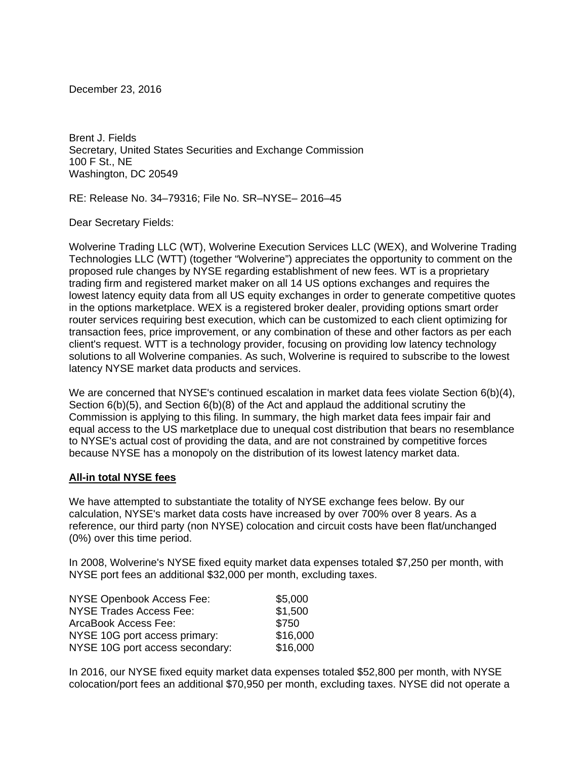December 23, 2016

Brent J. Fields
Secretary, United States Securities and Exchange Commission
100 F St., NE
Washington, DC 20549

RE: Release No. 34–79316; File No. SR–NYSE– 2016–45

Dear Secretary Fields:

Wolverine Trading LLC (WT), Wolverine Execution Services LLC (WEX), and Wolverine Trading Technologies LLC (WTT) (together "Wolverine") appreciates the opportunity to comment on the proposed rule changes by NYSE regarding establishment of new fees. WT is a proprietary trading firm and registered market maker on all 14 US options exchanges and requires the lowest latency equity data from all US equity exchanges in order to generate competitive quotes in the options marketplace. WEX is a registered broker dealer, providing options smart order router services requiring best execution, which can be customized to each client optimizing for transaction fees, price improvement, or any combination of these and other factors as per each client's request. WTT is a technology provider, focusing on providing low latency technology solutions to all Wolverine companies. As such, Wolverine is required to subscribe to the lowest latency NYSE market data products and services.

We are concerned that NYSE's continued escalation in market data fees violate Section 6(b)(4), Section 6(b)(5), and Section 6(b)(8) of the Act and applaud the additional scrutiny the Commission is applying to this filing. In summary, the high market data fees impair fair and equal access to the US marketplace due to unequal cost distribution that bears no resemblance to NYSE's actual cost of providing the data, and are not constrained by competitive forces because NYSE has a monopoly on the distribution of its lowest latency market data.

**All-in total NYSE fees**

We have attempted to substantiate the totality of NYSE exchange fees below. By our calculation, NYSE's market data costs have increased by over 700% over 8 years. As a reference, our third party (non NYSE) colocation and circuit costs have been flat/unchanged (0%) over this time period.

In 2008, Wolverine's NYSE fixed equity market data expenses totaled $7,250 per month, with NYSE port fees an additional $32,000 per month, excluding taxes.

| | |
|---|---|
| NYSE Openbook Access Fee: | $5,000 |
| NYSE Trades Access Fee: | $1,500 |
| ArcaBook Access Fee: | $750 |
| NYSE 10G port access primary: | $16,000 |
| NYSE 10G port access secondary: | $16,000 |

In 2016, our NYSE fixed equity market data expenses totaled $52,800 per month, with NYSE colocation/port fees an additional $70,950 per month, excluding taxes. NYSE did not operate a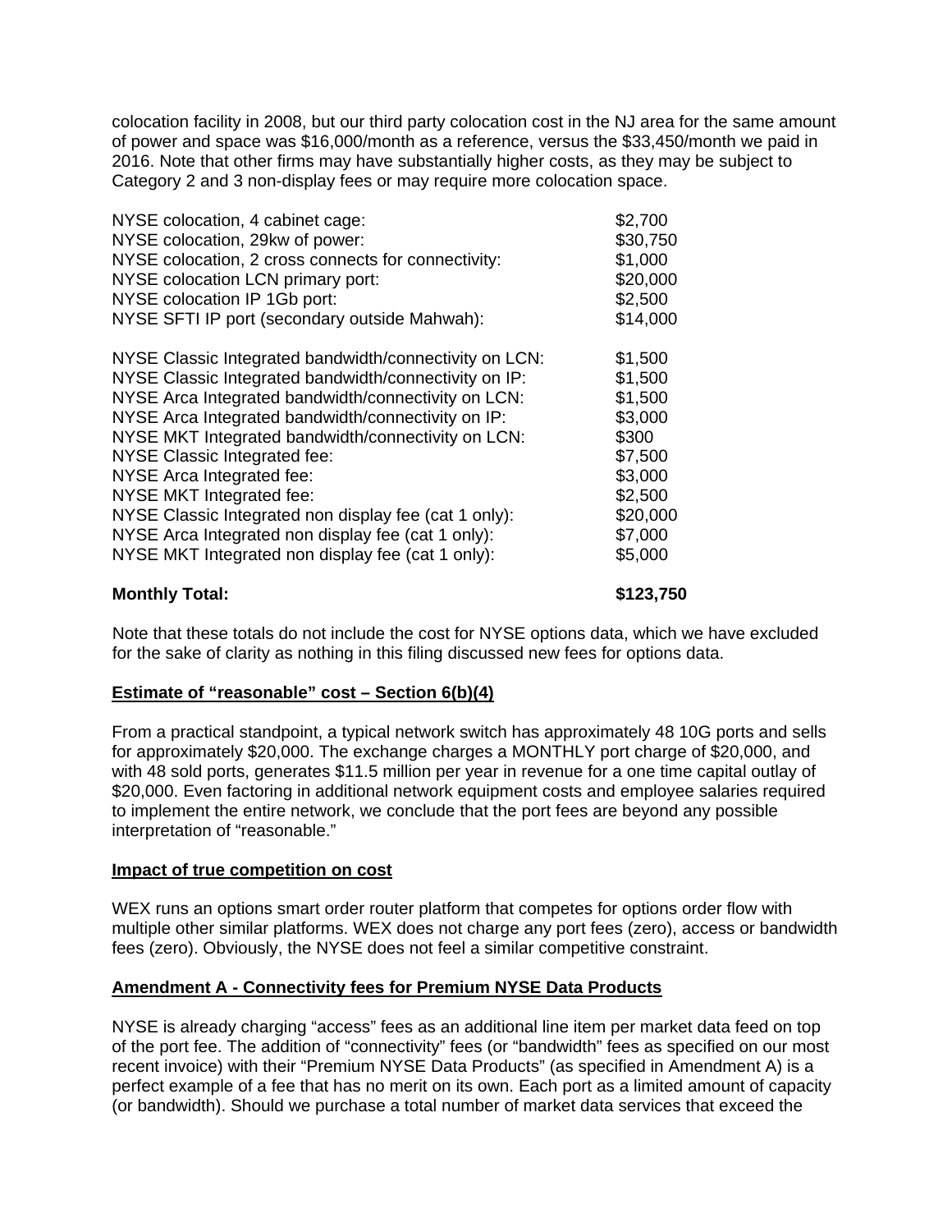colocation facility in 2008, but our third party colocation cost in the NJ area for the same amount of power and space was $16,000/month as a reference, versus the $33,450/month we paid in 2016. Note that other firms may have substantially higher costs, as they may be subject to Category 2 and 3 non-display fees or may require more colocation space.

| | |
|---|---|
| NYSE colocation, 4 cabinet cage: | $2,700 |
| NYSE colocation, 29kw of power: | $30,750 |
| NYSE colocation, 2 cross connects for connectivity: | $1,000 |
| NYSE colocation LCN primary port: | $20,000 |
| NYSE colocation IP 1Gb port: | $2,500 |
| NYSE SFTI IP port (secondary outside Mahwah): | $14,000 |
| | |
| NYSE Classic Integrated bandwidth/connectivity on LCN: | $1,500 |
| NYSE Classic Integrated bandwidth/connectivity on IP: | $1,500 |
| NYSE Arca Integrated bandwidth/connectivity on LCN: | $1,500 |
| NYSE Arca Integrated bandwidth/connectivity on IP: | $3,000 |
| NYSE MKT Integrated bandwidth/connectivity on LCN: | $300 |
| NYSE Classic Integrated fee: | $7,500 |
| NYSE Arca Integrated fee: | $3,000 |
| NYSE MKT Integrated fee: | $2,500 |
| NYSE Classic Integrated non display fee (cat 1 only): | $20,000 |
| NYSE Arca Integrated non display fee (cat 1 only): | $7,000 |
| NYSE MKT Integrated non display fee (cat 1 only): | $5,000 |
| | |
| **Monthly Total:** | **$123,750** |

Note that these totals do not include the cost for NYSE options data, which we have excluded for the sake of clarity as nothing in this filing discussed new fees for options data.

**<u>Estimate of "reasonable" cost – Section 6(b)(4)</u>**

From a practical standpoint, a typical network switch has approximately 48 10G ports and sells for approximately $20,000. The exchange charges a MONTHLY port charge of $20,000, and with 48 sold ports, generates $11.5 million per year in revenue for a one time capital outlay of $20,000. Even factoring in additional network equipment costs and employee salaries required to implement the entire network, we conclude that the port fees are beyond any possible interpretation of "reasonable."

**<u>Impact of true competition on cost</u>**

WEX runs an options smart order router platform that competes for options order flow with multiple other similar platforms. WEX does not charge any port fees (zero), access or bandwidth fees (zero). Obviously, the NYSE does not feel a similar competitive constraint.

**<u>Amendment A - Connectivity fees for Premium NYSE Data Products</u>**

NYSE is already charging "access" fees as an additional line item per market data feed on top of the port fee. The addition of "connectivity" fees (or "bandwidth" fees as specified on our most recent invoice) with their "Premium NYSE Data Products" (as specified in Amendment A) is a perfect example of a fee that has no merit on its own. Each port as a limited amount of capacity (or bandwidth). Should we purchase a total number of market data services that exceed the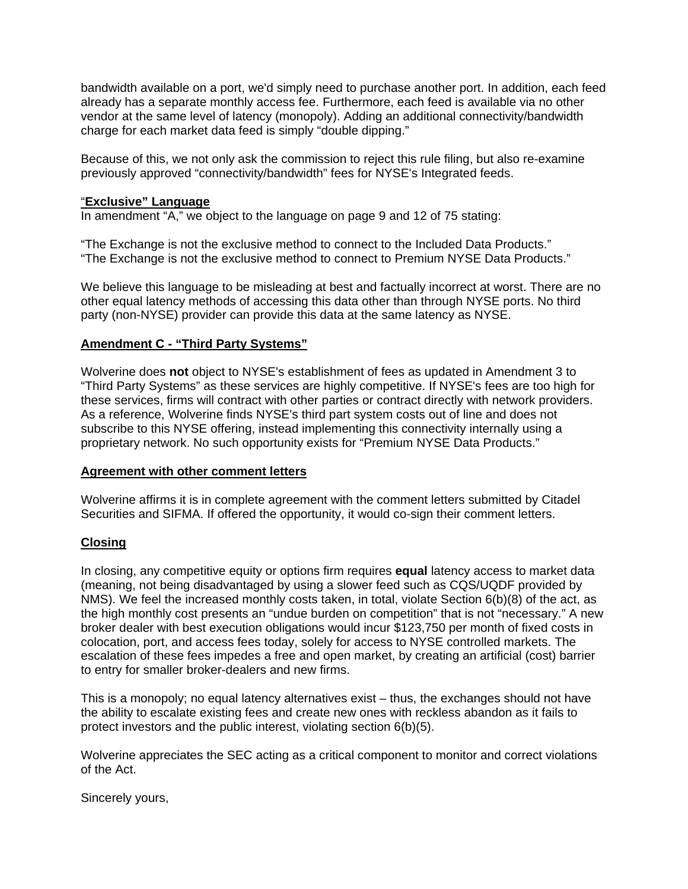bandwidth available on a port, we'd simply need to purchase another port. In addition, each feed already has a separate monthly access fee. Furthermore, each feed is available via no other vendor at the same level of latency (monopoly). Adding an additional connectivity/bandwidth charge for each market data feed is simply "double dipping."

Because of this, we not only ask the commission to reject this rule filing, but also re-examine previously approved "connectivity/bandwidth" fees for NYSE's Integrated feeds.

**"Exclusive" Language**

In amendment "A," we object to the language on page 9 and 12 of 75 stating:

"The Exchange is not the exclusive method to connect to the Included Data Products."
"The Exchange is not the exclusive method to connect to Premium NYSE Data Products."

We believe this language to be misleading at best and factually incorrect at worst. There are no other equal latency methods of accessing this data other than through NYSE ports. No third party (non-NYSE) provider can provide this data at the same latency as NYSE.

**Amendment C - "Third Party Systems"**

Wolverine does **not** object to NYSE's establishment of fees as updated in Amendment 3 to "Third Party Systems" as these services are highly competitive. If NYSE's fees are too high for these services, firms will contract with other parties or contract directly with network providers. As a reference, Wolverine finds NYSE's third part system costs out of line and does not subscribe to this NYSE offering, instead implementing this connectivity internally using a proprietary network. No such opportunity exists for "Premium NYSE Data Products."

**Agreement with other comment letters**

Wolverine affirms it is in complete agreement with the comment letters submitted by Citadel Securities and SIFMA. If offered the opportunity, it would co-sign their comment letters.

**Closing**

In closing, any competitive equity or options firm requires **equal** latency access to market data (meaning, not being disadvantaged by using a slower feed such as CQS/UQDF provided by NMS). We feel the increased monthly costs taken, in total, violate Section 6(b)(8) of the act, as the high monthly cost presents an "undue burden on competition" that is not "necessary." A new broker dealer with best execution obligations would incur $123,750 per month of fixed costs in colocation, port, and access fees today, solely for access to NYSE controlled markets. The escalation of these fees impedes a free and open market, by creating an artificial (cost) barrier to entry for smaller broker-dealers and new firms.

This is a monopoly; no equal latency alternatives exist – thus, the exchanges should not have the ability to escalate existing fees and create new ones with reckless abandon as it fails to protect investors and the public interest, violating section 6(b)(5).

Wolverine appreciates the SEC acting as a critical component to monitor and correct violations of the Act.

Sincerely yours,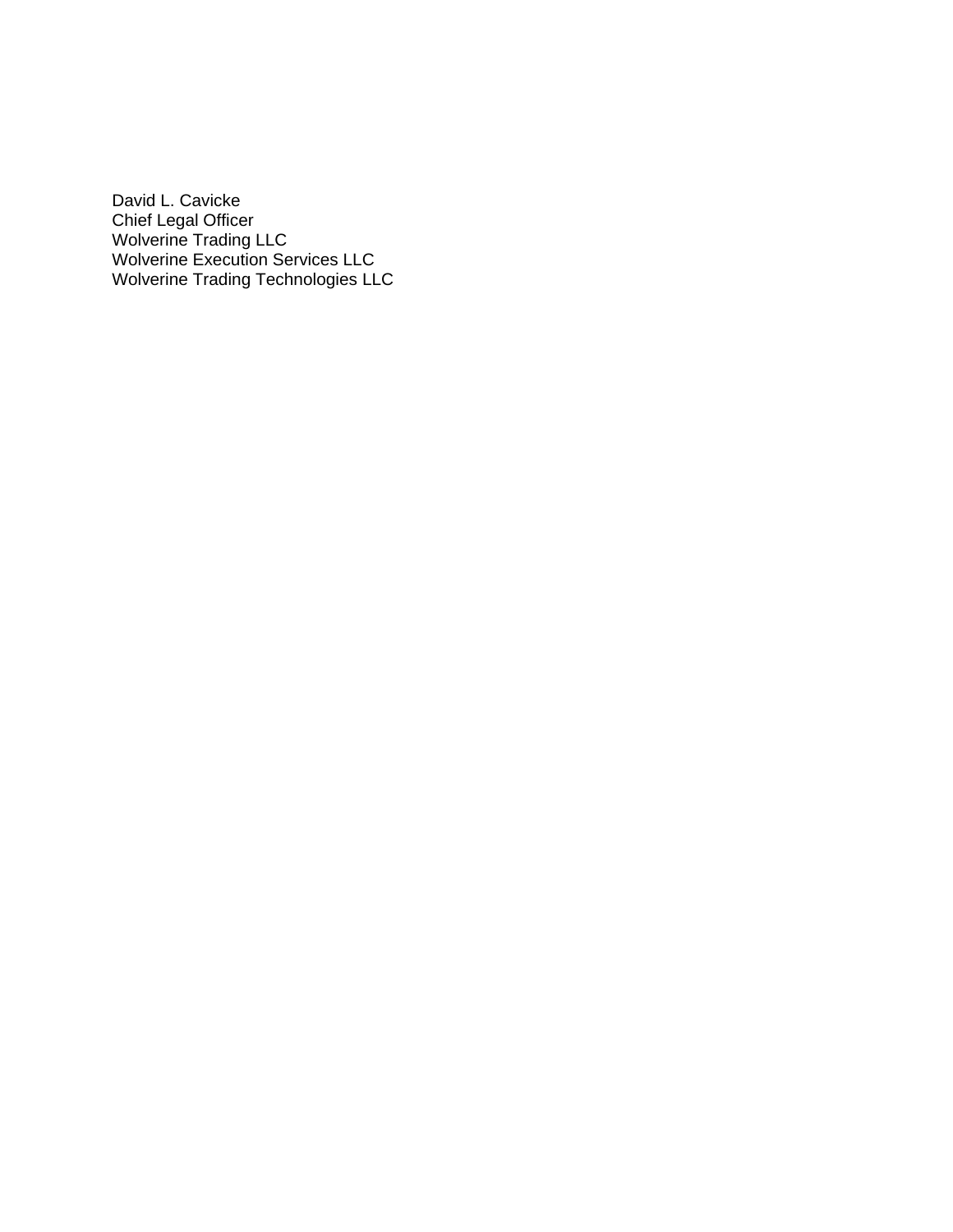David L. Cavicke  
Chief Legal Officer  
Wolverine Trading LLC  
Wolverine Execution Services LLC  
Wolverine Trading Technologies LLC